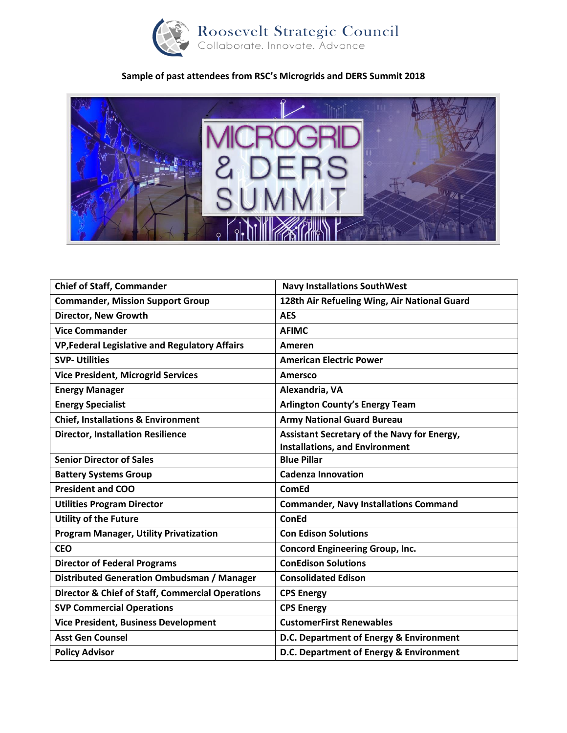Roosevelt Strategic Council
Collaborate. Innovate. Advance

**Sample of past attendees from RSC's Microgrids and DERS Summit 2018**

| Chief of Staff, Commander | Navy Installations SouthWest |
|---|---|
| Commander, Mission Support Group | 128th Air Refueling Wing, Air National Guard |
| Director, New Growth | AES |
| Vice Commander | AFIMC |
| VP,Federal Legislative and Regulatory Affairs | Ameren |
| SVP- Utilities | American Electric Power |
| Vice President, Microgrid Services | Amersco |
| Energy Manager | Alexandria, VA |
| Energy Specialist | Arlington County's Energy Team |
| Chief, Installations & Environment | Army National Guard Bureau |
| Director, Installation Resilience | Assistant Secretary of the Navy for Energy, Installations, and Environment |
| Senior Director of Sales | Blue Pillar |
| Battery Systems Group | Cadenza Innovation |
| President and COO | ComEd |
| Utilities Program Director | Commander, Navy Installations Command |
| Utility of the Future | ConEd |
| Program Manager, Utility Privatization | Con Edison Solutions |
| CEO | Concord Engineering Group, Inc. |
| Director of Federal Programs | ConEdison Solutions |
| Distributed Generation Ombudsman / Manager | Consolidated Edison |
| Director & Chief of Staff, Commercial Operations | CPS Energy |
| SVP Commercial Operations | CPS Energy |
| Vice President, Business Development | CustomerFirst Renewables |
| Asst Gen Counsel | D.C. Department of Energy & Environment |
| Policy Advisor | D.C. Department of Energy & Environment |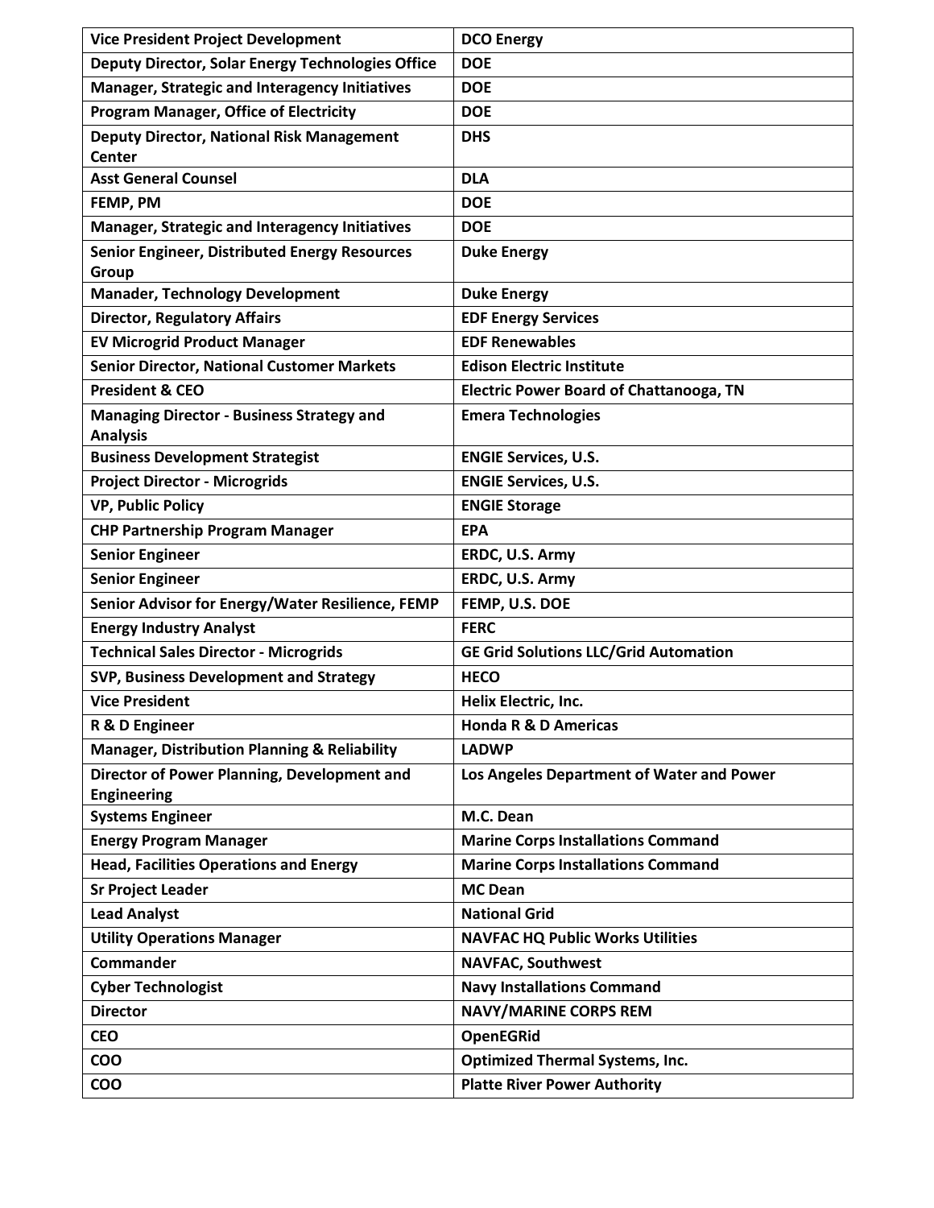| Vice President Project Development | DCO Energy |
|---|---|
| Deputy Director, Solar Energy Technologies Office | DOE |
| Manager, Strategic and Interagency Initiatives | DOE |
| Program Manager, Office of Electricity | DOE |
| Deputy Director, National Risk Management Center | DHS |
| Asst General Counsel | DLA |
| FEMP, PM | DOE |
| Manager, Strategic and Interagency Initiatives | DOE |
| Senior Engineer, Distributed Energy Resources Group | Duke Energy |
| Manader, Technology Development | Duke Energy |
| Director, Regulatory Affairs | EDF Energy Services |
| EV Microgrid Product Manager | EDF Renewables |
| Senior Director, National Customer Markets | Edison Electric Institute |
| President & CEO | Electric Power Board of Chattanooga, TN |
| Managing Director - Business Strategy and Analysis | Emera Technologies |
| Business Development Strategist | ENGIE Services, U.S. |
| Project Director - Microgrids | ENGIE Services, U.S. |
| VP, Public Policy | ENGIE Storage |
| CHP Partnership Program Manager | EPA |
| Senior Engineer | ERDC, U.S. Army |
| Senior Engineer | ERDC, U.S. Army |
| Senior Advisor for Energy/Water Resilience, FEMP | FEMP, U.S. DOE |
| Energy Industry Analyst | FERC |
| Technical Sales Director - Microgrids | GE Grid Solutions LLC/Grid Automation |
| SVP, Business Development and Strategy | HECO |
| Vice President | Helix Electric, Inc. |
| R & D Engineer | Honda R & D Americas |
| Manager, Distribution Planning & Reliability | LADWP |
| Director of Power Planning, Development and Engineering | Los Angeles Department of Water and Power |
| Systems Engineer | M.C. Dean |
| Energy Program Manager | Marine Corps Installations Command |
| Head, Facilities Operations and Energy | Marine Corps Installations Command |
| Sr Project Leader | MC Dean |
| Lead Analyst | National Grid |
| Utility Operations Manager | NAVFAC HQ Public Works Utilities |
| Commander | NAVFAC, Southwest |
| Cyber Technologist | Navy Installations Command |
| Director | NAVY/MARINE CORPS REM |
| CEO | OpenEGRid |
| COO | Optimized Thermal Systems, Inc. |
| COO | Platte River Power Authority |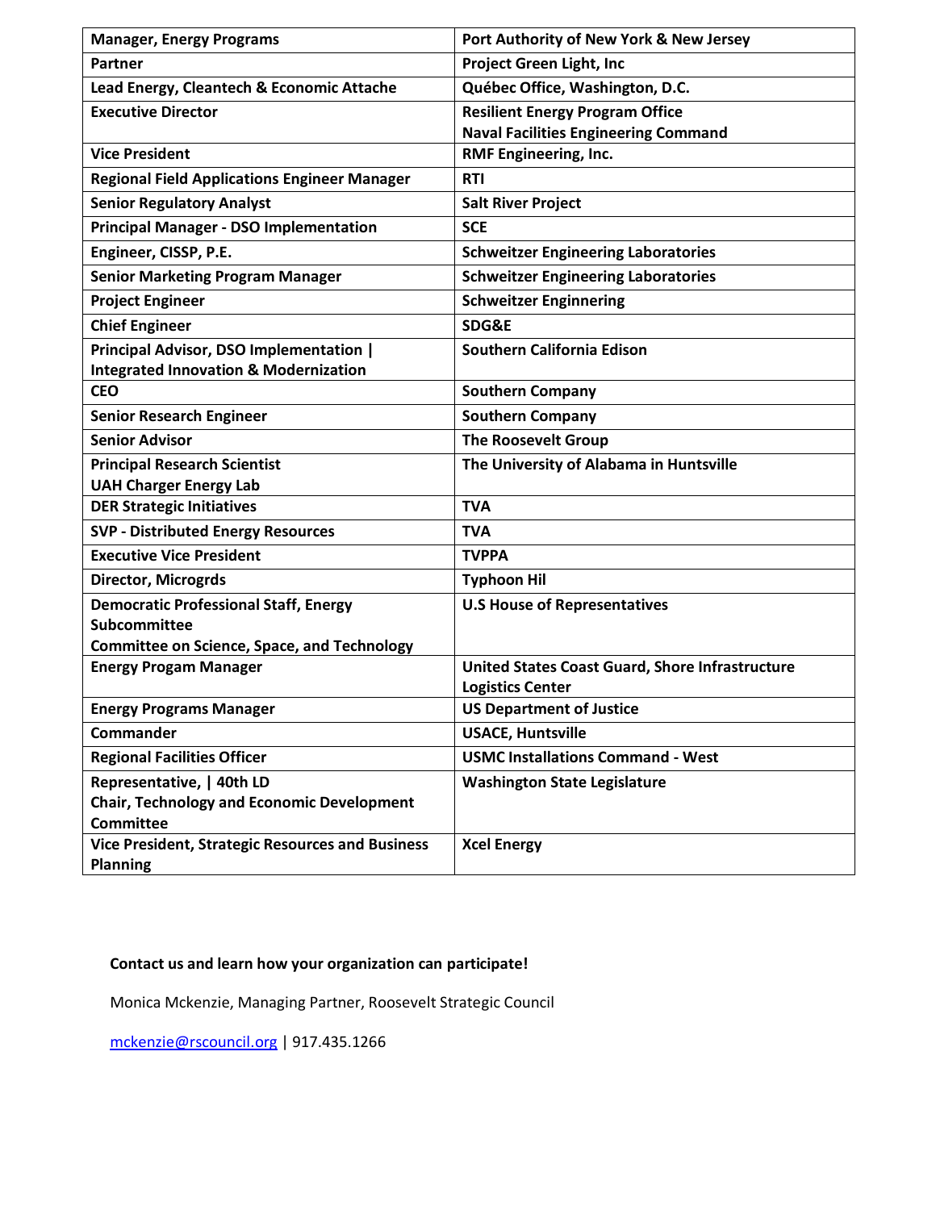| | |
|---|---|
| **Manager, Energy Programs** | **Port Authority of New York & New Jersey** |
| **Partner** | **Project Green Light, Inc** |
| **Lead Energy, Cleantech & Economic Attache** | **Québec Office, Washington, D.C.** |
| **Executive Director** | **Resilient Energy Program Office**<br>**Naval Facilities Engineering Command** |
| **Vice President** | **RMF Engineering, Inc.** |
| **Regional Field Applications Engineer Manager** | **RTI** |
| **Senior Regulatory Analyst** | **Salt River Project** |
| **Principal Manager - DSO Implementation** | **SCE** |
| **Engineer, CISSP, P.E.** | **Schweitzer Engineering Laboratories** |
| **Senior Marketing Program Manager** | **Schweitzer Engineering Laboratories** |
| **Project Engineer** | **Schweitzer Enginnering** |
| **Chief Engineer** | **SDG&E** |
| **Principal Advisor, DSO Implementation \| Integrated Innovation & Modernization** | **Southern California Edison** |
| **CEO** | **Southern Company** |
| **Senior Research Engineer** | **Southern Company** |
| **Senior Advisor** | **The Roosevelt Group** |
| **Principal Research Scientist**<br>**UAH Charger Energy Lab** | **The University of Alabama in Huntsville** |
| **DER Strategic Initiatives** | **TVA** |
| **SVP - Distributed Energy Resources** | **TVA** |
| **Executive Vice President** | **TVPPA** |
| **Director, Microgrds** | **Typhoon Hil** |
| **Democratic Professional Staff, Energy Subcommittee**<br>**Committee on Science, Space, and Technology** | **U.S House of Representatives** |
| **Energy Progam Manager** | **United States Coast Guard, Shore Infrastructure Logistics Center** |
| **Energy Programs Manager** | **US Department of Justice** |
| **Commander** | **USACE, Huntsville** |
| **Regional Facilities Officer** | **USMC Installations Command - West** |
| **Representative, \| 40th LD**<br>**Chair, Technology and Economic Development Committee** | **Washington State Legislature** |
| **Vice President, Strategic Resources and Business Planning** | **Xcel Energy** |

**Contact us and learn how your organization can participate!**

Monica Mckenzie, Managing Partner, Roosevelt Strategic Council

mckenzie@rscouncil.org | 917.435.1266